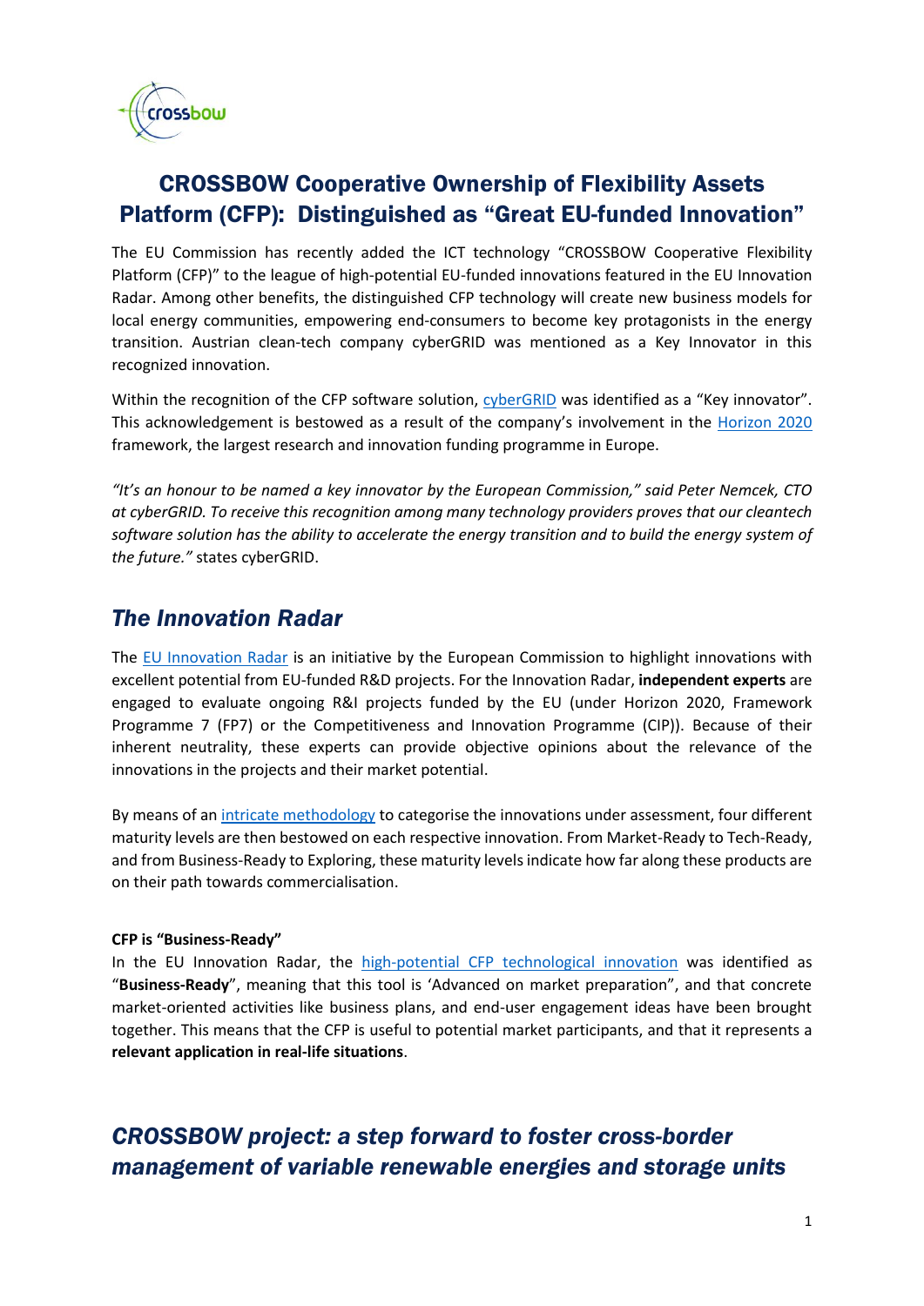# CROSSBOW Cooperative Ownership of Flexibility Assets Platform (CFP): Distinguished as "Great EU-funded Innovation"

The EU Commission has recently added the ICT technology "CROSSBOW Cooperative Flexibility Platform (CFP)" to the league of high-potential EU-funded innovations featured in the EU Innovation Radar. Among other benefits, the distinguished CFP technology will create new business models for local energy communities, empowering end-consumers to become key protagonists in the energy transition. Austrian clean-tech company cyberGRID was mentioned as a Key Innovator in this recognized innovation.

Within the recognition of the CFP software solution, cyberGRID was identified as a "Key innovator". This acknowledgement is bestowed as a result of the company's involvement in the Horizon 2020 framework, the largest research and innovation funding programme in Europe.

*"It's an honour to be named a key innovator by the European Commission," said Peter Nemcek, CTO at cyberGRID. To receive this recognition among many technology providers proves that our cleantech software solution has the ability to accelerate the energy transition and to build the energy system of the future."* states cyberGRID.

## *The Innovation Radar*

The EU Innovation Radar is an initiative by the European Commission to highlight innovations with excellent potential from EU-funded R&D projects. For the Innovation Radar, **independent experts** are engaged to evaluate ongoing R&I projects funded by the EU (under Horizon 2020, Framework Programme 7 (FP7) or the Competitiveness and Innovation Programme (CIP)). Because of their inherent neutrality, these experts can provide objective opinions about the relevance of the innovations in the projects and their market potential.

By means of an intricate methodology to categorise the innovations under assessment, four different maturity levels are then bestowed on each respective innovation. From Market-Ready to Tech-Ready, and from Business-Ready to Exploring, these maturity levels indicate how far along these products are on their path towards commercialisation.

**CFP is "Business-Ready"**

In the EU Innovation Radar, the high-potential CFP technological innovation was identified as "**Business-Ready**", meaning that this tool is 'Advanced on market preparation", and that concrete market-oriented activities like business plans, and end-user engagement ideas have been brought together. This means that the CFP is useful to potential market participants, and that it represents a **relevant application in real-life situations**.

## *CROSSBOW project: a step forward to foster cross-border management of variable renewable energies and storage units*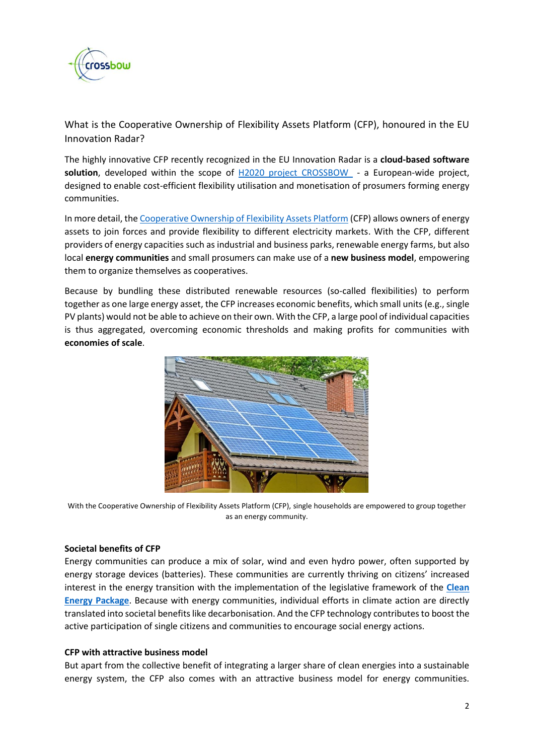What is the Cooperative Ownership of Flexibility Assets Platform (CFP), honoured in the EU Innovation Radar?

The highly innovative CFP recently recognized in the EU Innovation Radar is a **cloud-based software solution**, developed within the scope of [H2020 project CROSSBOW](#) - a European-wide project, designed to enable cost-efficient flexibility utilisation and monetisation of prosumers forming energy communities.

In more detail, the [Cooperative Ownership of Flexibility Assets Platform](#) (CFP) allows owners of energy assets to join forces and provide flexibility to different electricity markets. With the CFP, different providers of energy capacities such as industrial and business parks, renewable energy farms, but also local **energy communities** and small prosumers can make use of a **new business model**, empowering them to organize themselves as cooperatives.

Because by bundling these distributed renewable resources (so-called flexibilities) to perform together as one large energy asset, the CFP increases economic benefits, which small units (e.g., single PV plants) would not be able to achieve on their own. With the CFP, a large pool of individual capacities is thus aggregated, overcoming economic thresholds and making profits for communities with **economies of scale**.

With the Cooperative Ownership of Flexibility Assets Platform (CFP), single households are empowered to group together as an energy community.

**Societal benefits of CFP**

Energy communities can produce a mix of solar, wind and even hydro power, often supported by energy storage devices (batteries). These communities are currently thriving on citizens' increased interest in the energy transition with the implementation of the legislative framework of the **[Clean Energy Package](#)**. Because with energy communities, individual efforts in climate action are directly translated into societal benefits like decarbonisation. And the CFP technology contributes to boost the active participation of single citizens and communities to encourage social energy actions.

**CFP with attractive business model**

But apart from the collective benefit of integrating a larger share of clean energies into a sustainable energy system, the CFP also comes with an attractive business model for energy communities.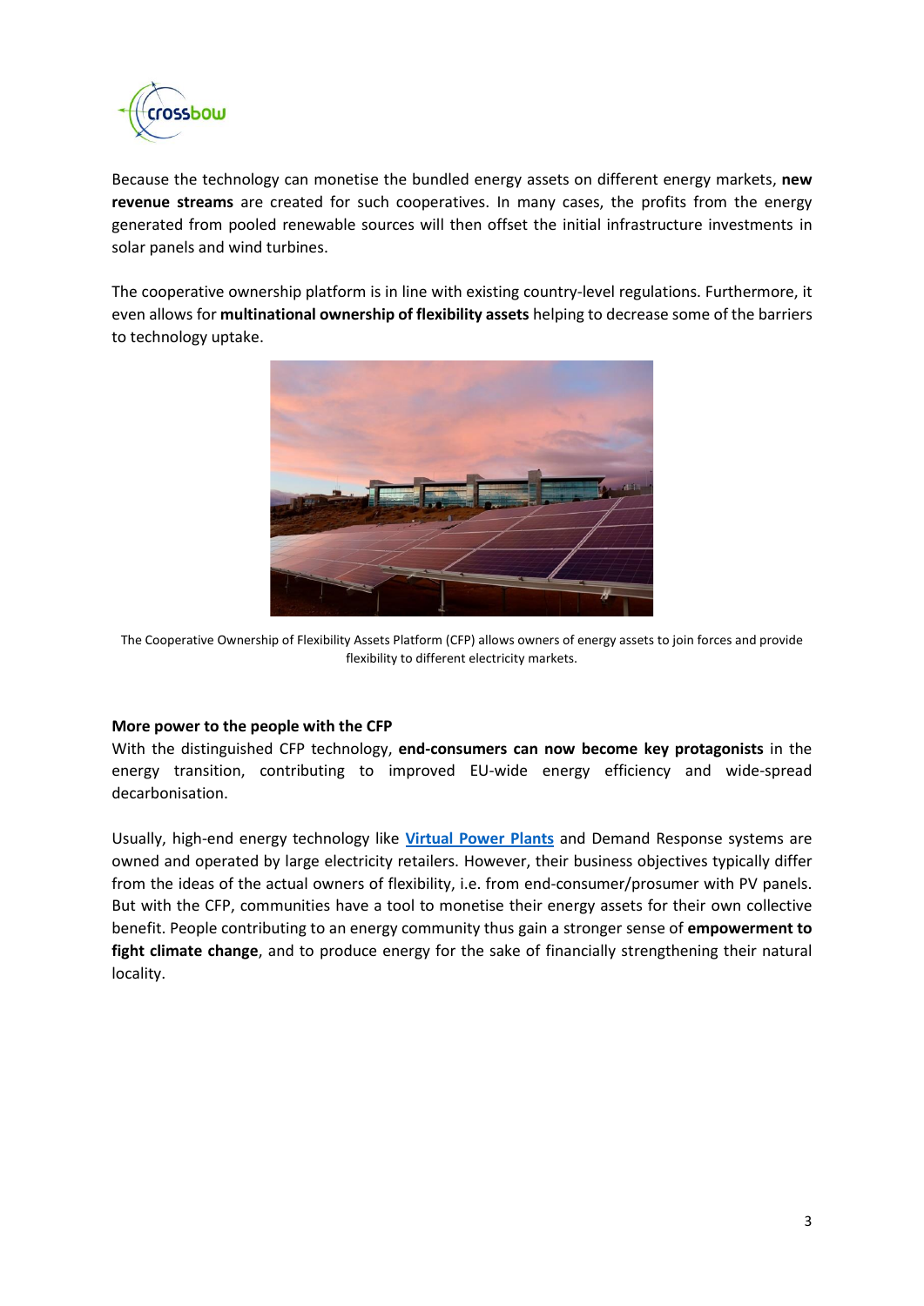Because the technology can monetise the bundled energy assets on different energy markets, **new revenue streams** are created for such cooperatives. In many cases, the profits from the energy generated from pooled renewable sources will then offset the initial infrastructure investments in solar panels and wind turbines.

The cooperative ownership platform is in line with existing country-level regulations. Furthermore, it even allows for **multinational ownership of flexibility assets** helping to decrease some of the barriers to technology uptake.

The Cooperative Ownership of Flexibility Assets Platform (CFP) allows owners of energy assets to join forces and provide flexibility to different electricity markets.

**More power to the people with the CFP**

With the distinguished CFP technology, **end-consumers can now become key protagonists** in the energy transition, contributing to improved EU-wide energy efficiency and wide-spread decarbonisation.

Usually, high-end energy technology like [Virtual Power Plants] and Demand Response systems are owned and operated by large electricity retailers. However, their business objectives typically differ from the ideas of the actual owners of flexibility, i.e. from end-consumer/prosumer with PV panels. But with the CFP, communities have a tool to monetise their energy assets for their own collective benefit. People contributing to an energy community thus gain a stronger sense of **empowerment to fight climate change**, and to produce energy for the sake of financially strengthening their natural locality.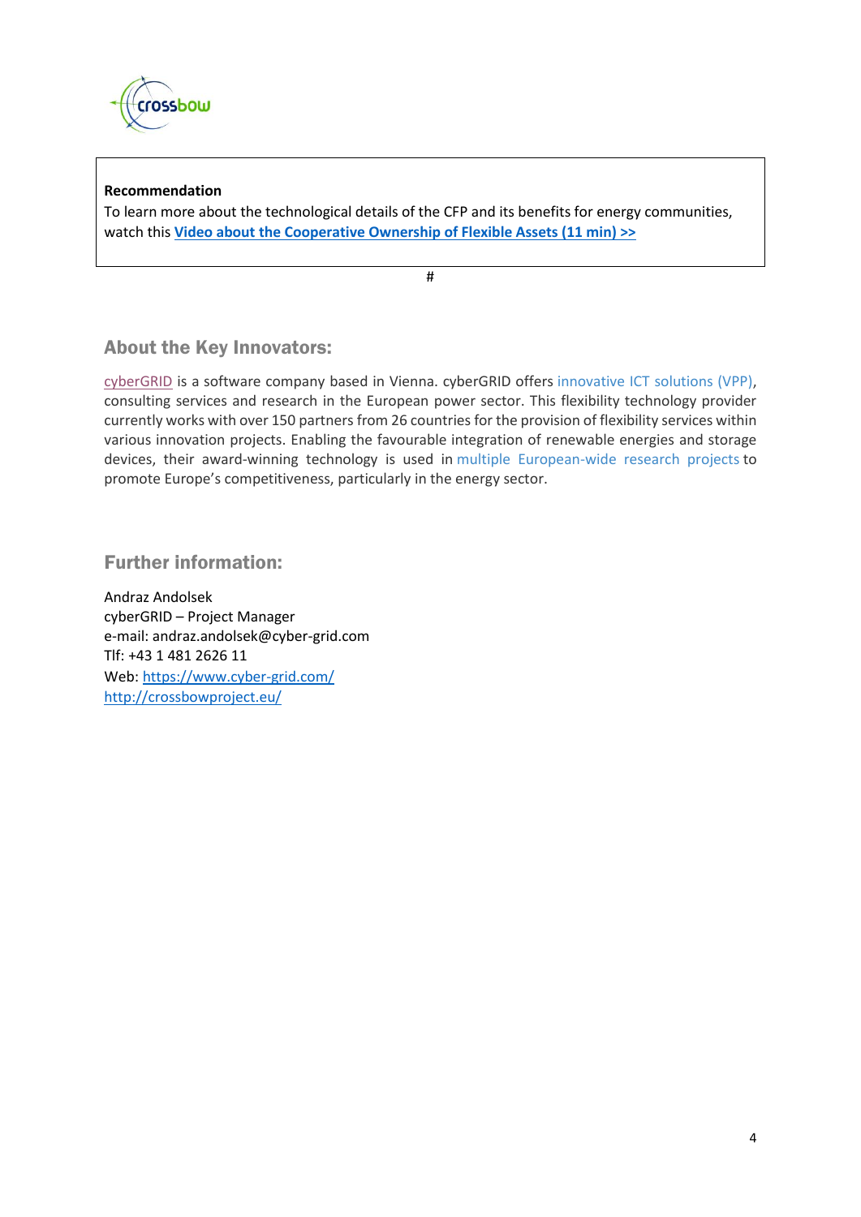**Recommendation**

To learn more about the technological details of the CFP and its benefits for energy communities, watch this **Video about the Cooperative Ownership of Flexible Assets (11 min) >>**

#

## About the Key Innovators:

cyberGRID is a software company based in Vienna. cyberGRID offers innovative ICT solutions (VPP), consulting services and research in the European power sector. This flexibility technology provider currently works with over 150 partners from 26 countries for the provision of flexibility services within various innovation projects. Enabling the favourable integration of renewable energies and storage devices, their award-winning technology is used in multiple European-wide research projects to promote Europe's competitiveness, particularly in the energy sector.

## Further information:

Andraz Andolsek
cyberGRID – Project Manager
e-mail: andraz.andolsek@cyber-grid.com
Tlf: +43 1 481 2626 11
Web: https://www.cyber-grid.com/
http://crossbowproject.eu/